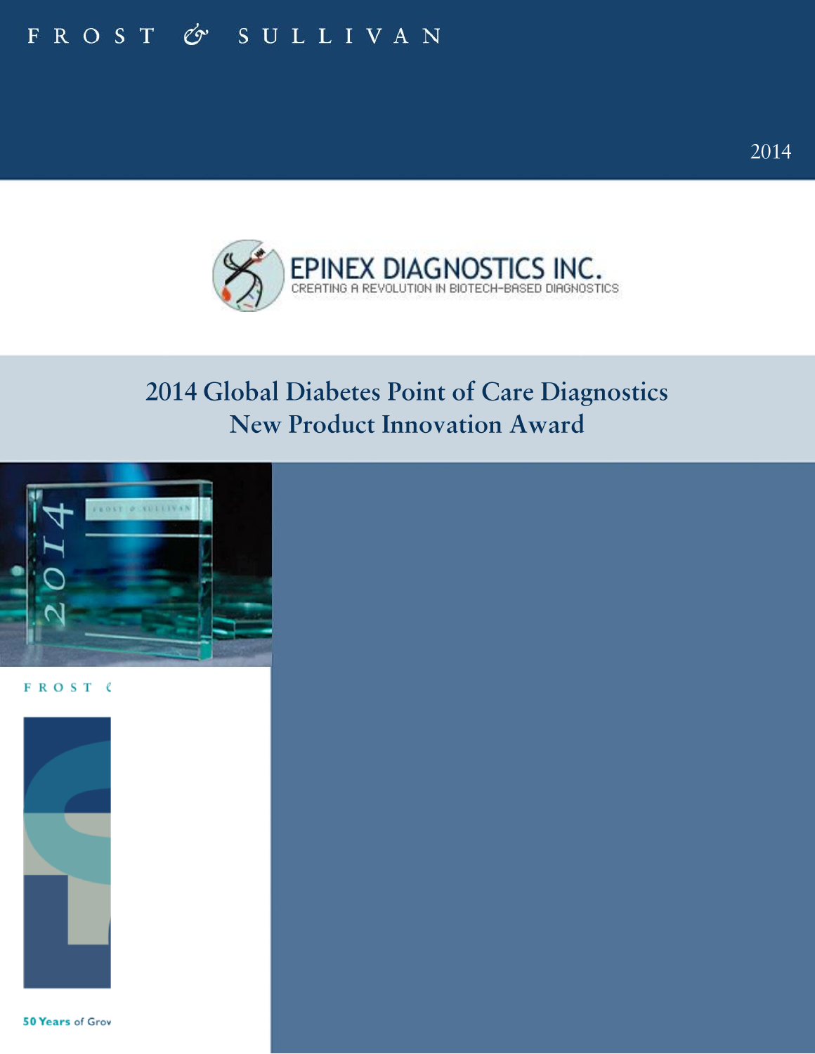FROST & SULLIVAN

2014

EPINEX DIAGNOSTICS INC.
CREATING A REVOLUTION IN BIOTECH-BASED DIAGNOSTICS

# 2014 Global Diabetes Point of Care Diagnostics New Product Innovation Award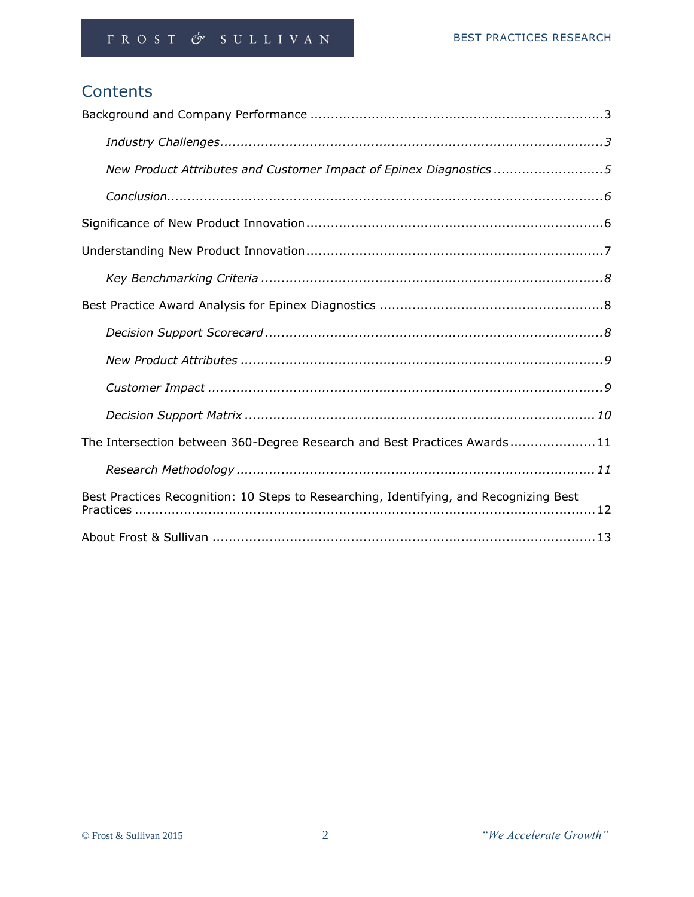# Contents

Background and Company Performance ........................................................................ 3

*Industry Challenges* ............................................................................................ 3

*New Product Attributes and Customer Impact of Epinex Diagnostics* ............................ 5

*Conclusion* ......................................................................................................... 6

Significance of New Product Innovation ......................................................................... 6

Understanding New Product Innovation ......................................................................... 7

*Key Benchmarking Criteria* ................................................................................... 8

Best Practice Award Analysis for Epinex Diagnostics ...................................................... 8

*Decision Support Scorecard* .................................................................................. 8

*New Product Attributes* ........................................................................................ 9

*Customer Impact* ................................................................................................ 9

*Decision Support Matrix* ...................................................................................... 10

The Intersection between 360-Degree Research and Best Practices Awards ..................... 11

*Research Methodology* ........................................................................................ 11

Best Practices Recognition: 10 Steps to Researching, Identifying, and Recognizing Best Practices ....................................................................................................................... 12

About Frost & Sullivan ................................................................................................ 13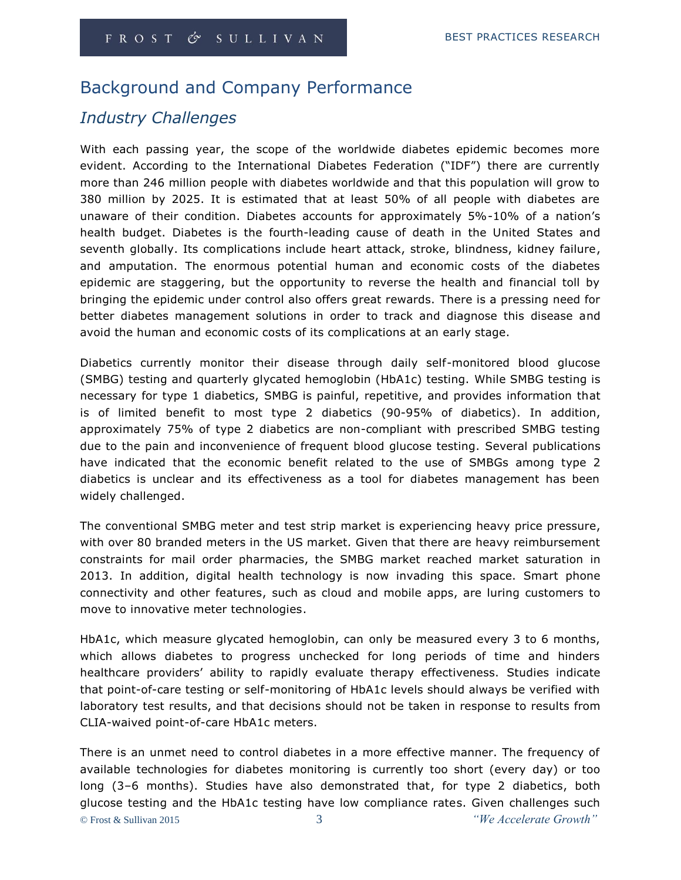# Background and Company Performance

## *Industry Challenges*

With each passing year, the scope of the worldwide diabetes epidemic becomes more evident. According to the International Diabetes Federation ("IDF") there are currently more than 246 million people with diabetes worldwide and that this population will grow to 380 million by 2025. It is estimated that at least 50% of all people with diabetes are unaware of their condition. Diabetes accounts for approximately 5%-10% of a nation's health budget. Diabetes is the fourth-leading cause of death in the United States and seventh globally. Its complications include heart attack, stroke, blindness, kidney failure, and amputation. The enormous potential human and economic costs of the diabetes epidemic are staggering, but the opportunity to reverse the health and financial toll by bringing the epidemic under control also offers great rewards. There is a pressing need for better diabetes management solutions in order to track and diagnose this disease and avoid the human and economic costs of its complications at an early stage.

Diabetics currently monitor their disease through daily self-monitored blood glucose (SMBG) testing and quarterly glycated hemoglobin (HbA1c) testing. While SMBG testing is necessary for type 1 diabetics, SMBG is painful, repetitive, and provides information that is of limited benefit to most type 2 diabetics (90-95% of diabetics). In addition, approximately 75% of type 2 diabetics are non-compliant with prescribed SMBG testing due to the pain and inconvenience of frequent blood glucose testing. Several publications have indicated that the economic benefit related to the use of SMBGs among type 2 diabetics is unclear and its effectiveness as a tool for diabetes management has been widely challenged.

The conventional SMBG meter and test strip market is experiencing heavy price pressure, with over 80 branded meters in the US market. Given that there are heavy reimbursement constraints for mail order pharmacies, the SMBG market reached market saturation in 2013. In addition, digital health technology is now invading this space. Smart phone connectivity and other features, such as cloud and mobile apps, are luring customers to move to innovative meter technologies.

HbA1c, which measure glycated hemoglobin, can only be measured every 3 to 6 months, which allows diabetes to progress unchecked for long periods of time and hinders healthcare providers' ability to rapidly evaluate therapy effectiveness. Studies indicate that point-of-care testing or self-monitoring of HbA1c levels should always be verified with laboratory test results, and that decisions should not be taken in response to results from CLIA-waived point-of-care HbA1c meters.

There is an unmet need to control diabetes in a more effective manner. The frequency of available technologies for diabetes monitoring is currently too short (every day) or too long (3–6 months). Studies have also demonstrated that, for type 2 diabetics, both glucose testing and the HbA1c testing have low compliance rates. Given challenges such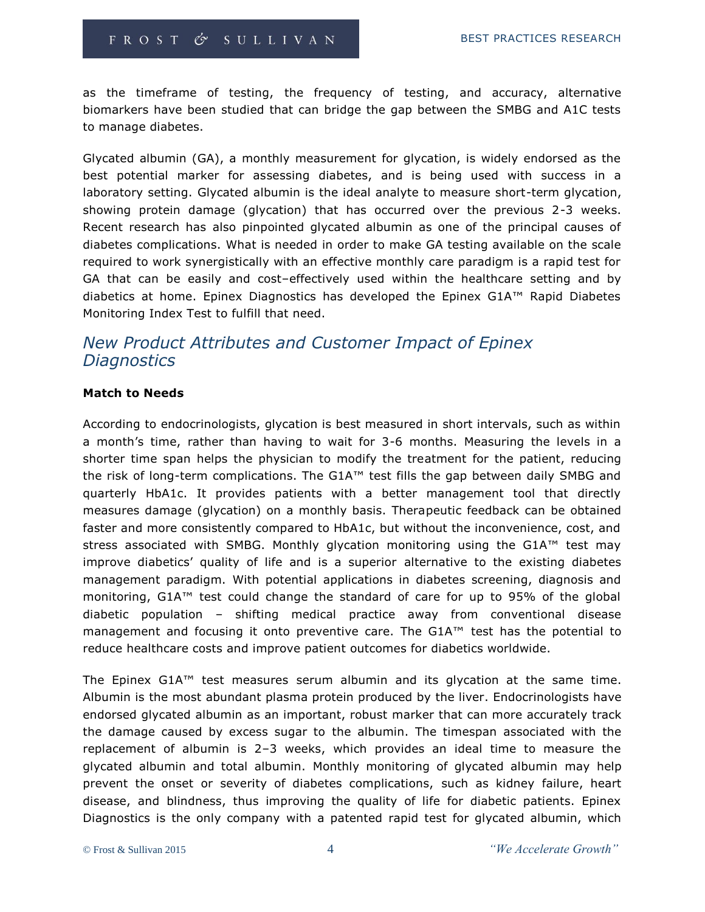as the timeframe of testing, the frequency of testing, and accuracy, alternative biomarkers have been studied that can bridge the gap between the SMBG and A1C tests to manage diabetes.

Glycated albumin (GA), a monthly measurement for glycation, is widely endorsed as the best potential marker for assessing diabetes, and is being used with success in a laboratory setting. Glycated albumin is the ideal analyte to measure short-term glycation, showing protein damage (glycation) that has occurred over the previous 2-3 weeks. Recent research has also pinpointed glycated albumin as one of the principal causes of diabetes complications. What is needed in order to make GA testing available on the scale required to work synergistically with an effective monthly care paradigm is a rapid test for GA that can be easily and cost–effectively used within the healthcare setting and by diabetics at home. Epinex Diagnostics has developed the Epinex G1A™ Rapid Diabetes Monitoring Index Test to fulfill that need.

## *New Product Attributes and Customer Impact of Epinex Diagnostics*

**Match to Needs**

According to endocrinologists, glycation is best measured in short intervals, such as within a month's time, rather than having to wait for 3-6 months. Measuring the levels in a shorter time span helps the physician to modify the treatment for the patient, reducing the risk of long-term complications. The G1A™ test fills the gap between daily SMBG and quarterly HbA1c. It provides patients with a better management tool that directly measures damage (glycation) on a monthly basis. Therapeutic feedback can be obtained faster and more consistently compared to HbA1c, but without the inconvenience, cost, and stress associated with SMBG. Monthly glycation monitoring using the G1A™ test may improve diabetics' quality of life and is a superior alternative to the existing diabetes management paradigm. With potential applications in diabetes screening, diagnosis and monitoring, G1A™ test could change the standard of care for up to 95% of the global diabetic population – shifting medical practice away from conventional disease management and focusing it onto preventive care. The G1A™ test has the potential to reduce healthcare costs and improve patient outcomes for diabetics worldwide.

The Epinex G1A™ test measures serum albumin and its glycation at the same time. Albumin is the most abundant plasma protein produced by the liver. Endocrinologists have endorsed glycated albumin as an important, robust marker that can more accurately track the damage caused by excess sugar to the albumin. The timespan associated with the replacement of albumin is 2–3 weeks, which provides an ideal time to measure the glycated albumin and total albumin. Monthly monitoring of glycated albumin may help prevent the onset or severity of diabetes complications, such as kidney failure, heart disease, and blindness, thus improving the quality of life for diabetic patients. Epinex Diagnostics is the only company with a patented rapid test for glycated albumin, which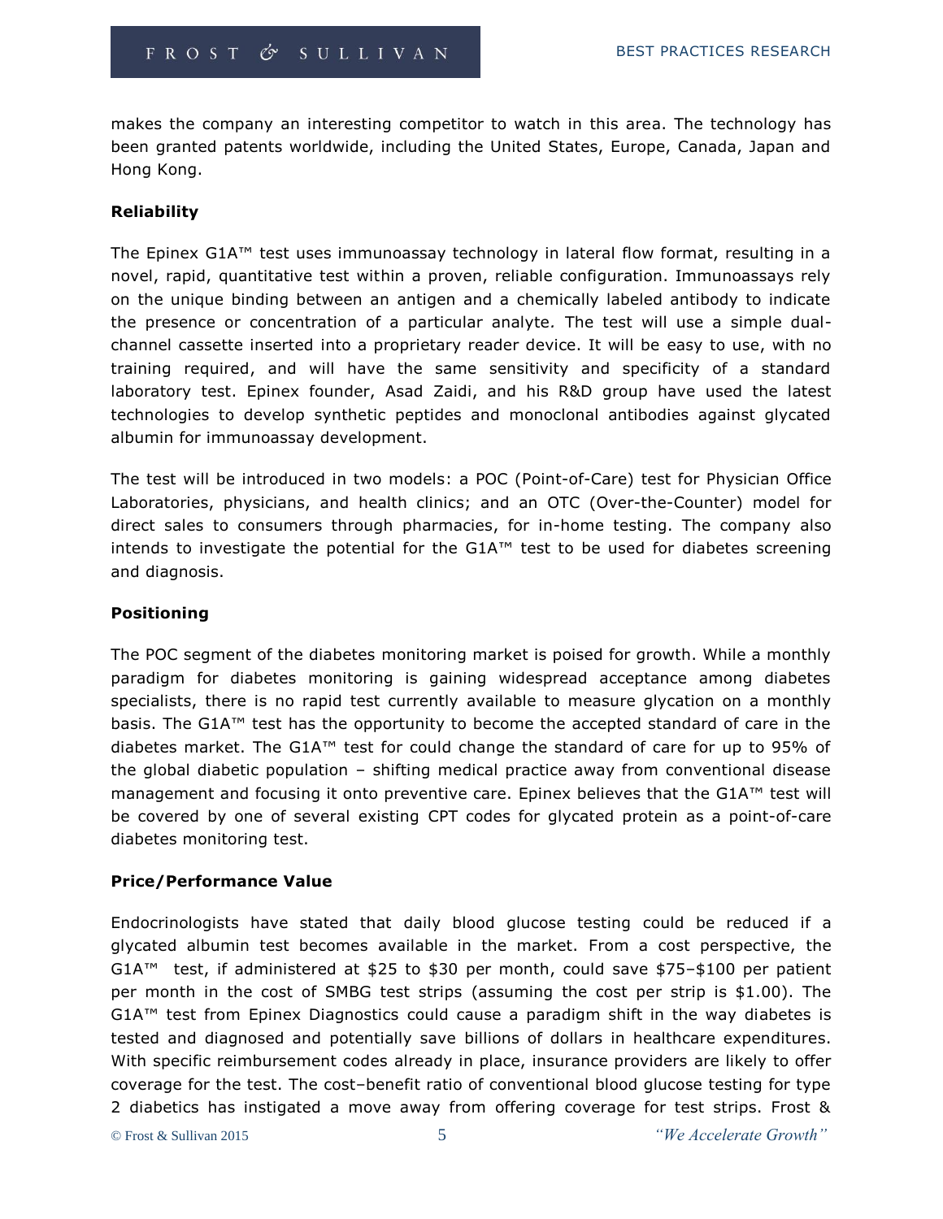makes the company an interesting competitor to watch in this area. The technology has been granted patents worldwide, including the United States, Europe, Canada, Japan and Hong Kong.

**Reliability**

The Epinex G1A™ test uses immunoassay technology in lateral flow format, resulting in a novel, rapid, quantitative test within a proven, reliable configuration. Immunoassays rely on the unique binding between an antigen and a chemically labeled antibody to indicate the presence or concentration of a particular analyte. The test will use a simple dual-channel cassette inserted into a proprietary reader device. It will be easy to use, with no training required, and will have the same sensitivity and specificity of a standard laboratory test. Epinex founder, Asad Zaidi, and his R&D group have used the latest technologies to develop synthetic peptides and monoclonal antibodies against glycated albumin for immunoassay development.

The test will be introduced in two models: a POC (Point-of-Care) test for Physician Office Laboratories, physicians, and health clinics; and an OTC (Over-the-Counter) model for direct sales to consumers through pharmacies, for in-home testing. The company also intends to investigate the potential for the G1A™ test to be used for diabetes screening and diagnosis.

**Positioning**

The POC segment of the diabetes monitoring market is poised for growth. While a monthly paradigm for diabetes monitoring is gaining widespread acceptance among diabetes specialists, there is no rapid test currently available to measure glycation on a monthly basis. The G1A™ test has the opportunity to become the accepted standard of care in the diabetes market. The G1A™ test for could change the standard of care for up to 95% of the global diabetic population – shifting medical practice away from conventional disease management and focusing it onto preventive care. Epinex believes that the G1A™ test will be covered by one of several existing CPT codes for glycated protein as a point-of-care diabetes monitoring test.

**Price/Performance Value**

Endocrinologists have stated that daily blood glucose testing could be reduced if a glycated albumin test becomes available in the market. From a cost perspective, the G1A™ test, if administered at $25 to $30 per month, could save $75–$100 per patient per month in the cost of SMBG test strips (assuming the cost per strip is $1.00). The G1A™ test from Epinex Diagnostics could cause a paradigm shift in the way diabetes is tested and diagnosed and potentially save billions of dollars in healthcare expenditures. With specific reimbursement codes already in place, insurance providers are likely to offer coverage for the test. The cost–benefit ratio of conventional blood glucose testing for type 2 diabetics has instigated a move away from offering coverage for test strips. Frost &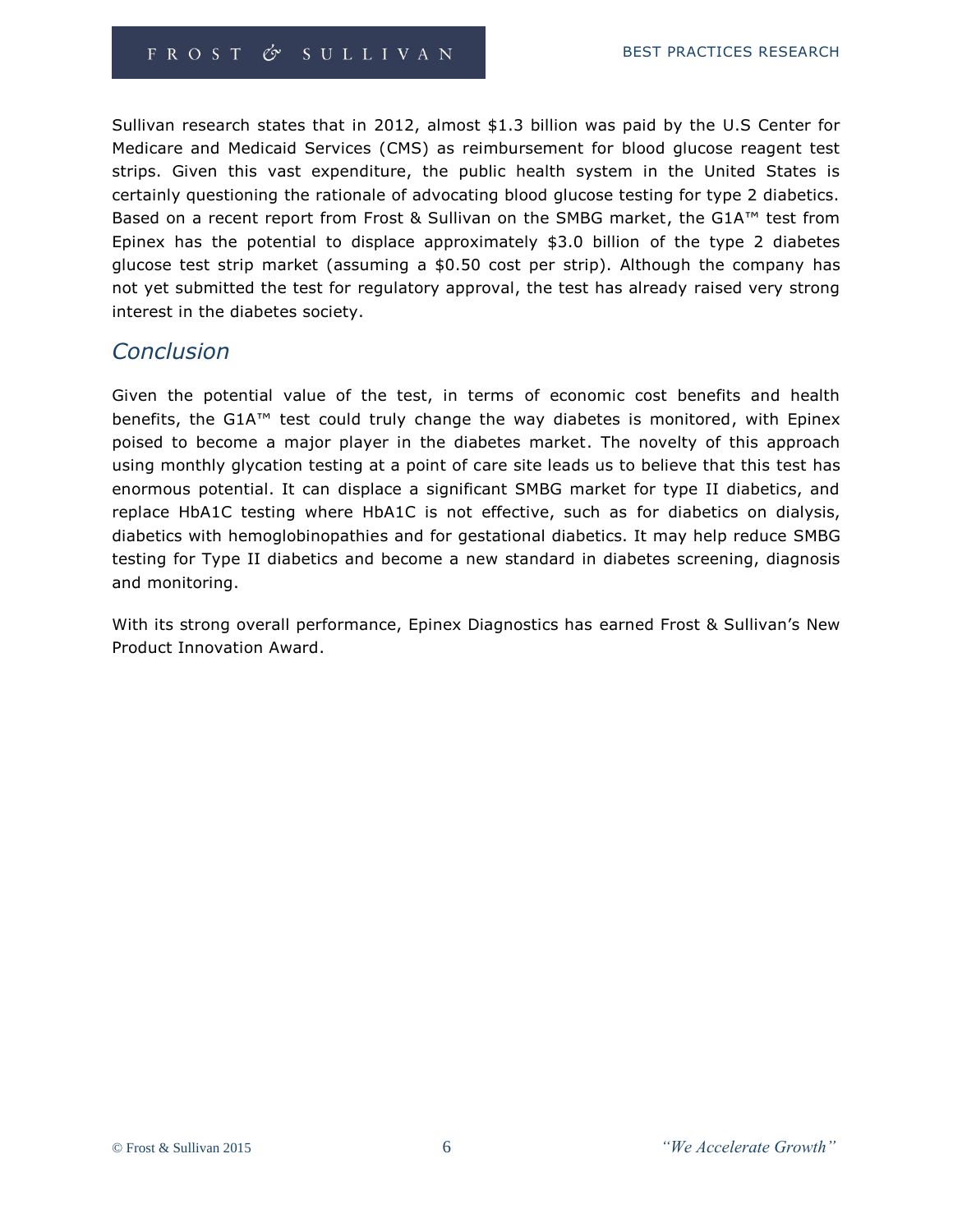Sullivan research states that in 2012, almost $1.3 billion was paid by the U.S Center for Medicare and Medicaid Services (CMS) as reimbursement for blood glucose reagent test strips. Given this vast expenditure, the public health system in the United States is certainly questioning the rationale of advocating blood glucose testing for type 2 diabetics. Based on a recent report from Frost & Sullivan on the SMBG market, the G1A™ test from Epinex has the potential to displace approximately $3.0 billion of the type 2 diabetes glucose test strip market (assuming a $0.50 cost per strip). Although the company has not yet submitted the test for regulatory approval, the test has already raised very strong interest in the diabetes society.

## *Conclusion*

Given the potential value of the test, in terms of economic cost benefits and health benefits, the G1A™ test could truly change the way diabetes is monitored, with Epinex poised to become a major player in the diabetes market. The novelty of this approach using monthly glycation testing at a point of care site leads us to believe that this test has enormous potential. It can displace a significant SMBG market for type II diabetics, and replace HbA1C testing where HbA1C is not effective, such as for diabetics on dialysis, diabetics with hemoglobinopathies and for gestational diabetics. It may help reduce SMBG testing for Type II diabetics and become a new standard in diabetes screening, diagnosis and monitoring.

With its strong overall performance, Epinex Diagnostics has earned Frost & Sullivan's New Product Innovation Award.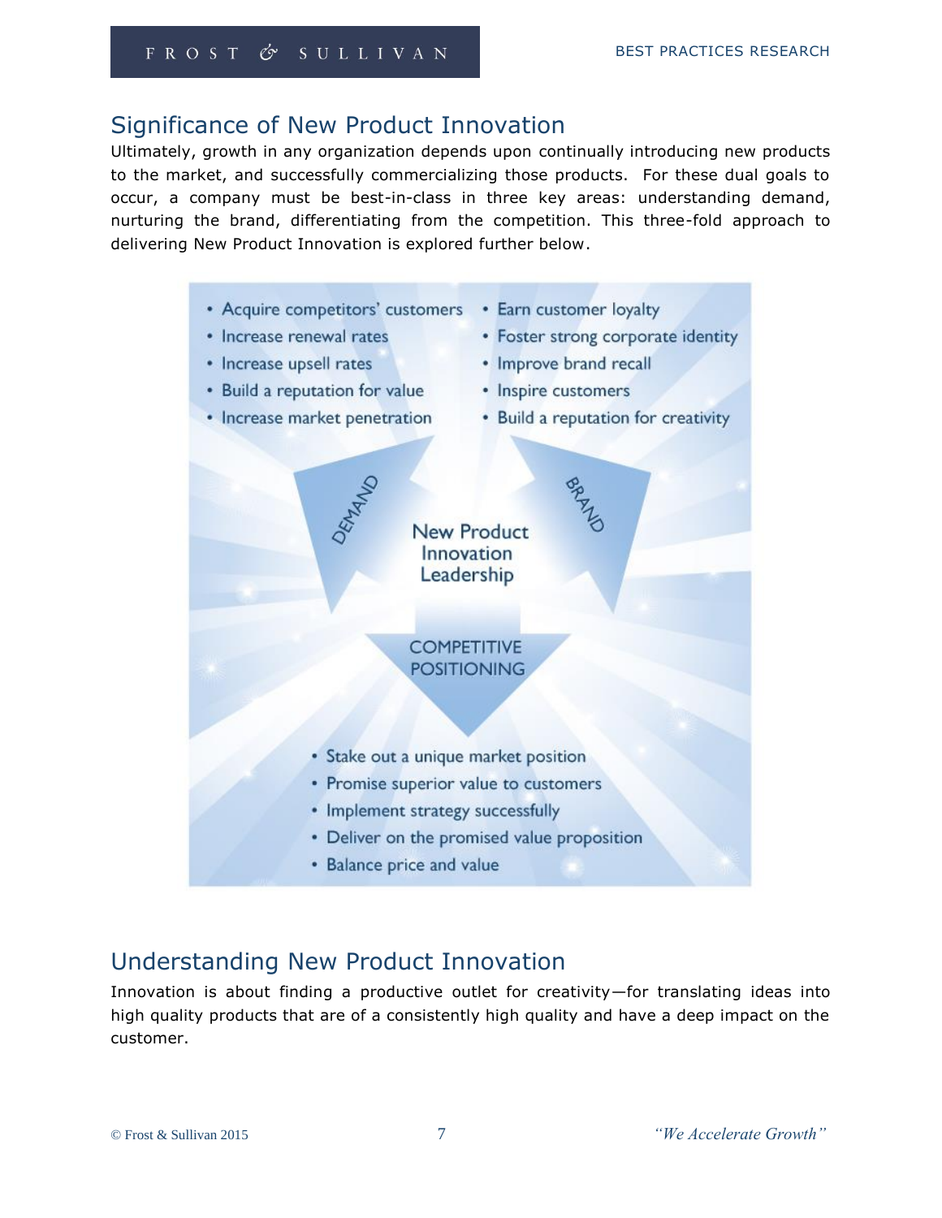## Significance of New Product Innovation

Ultimately, growth in any organization depends upon continually introducing new products to the market, and successfully commercializing those products. For these dual goals to occur, a company must be best-in-class in three key areas: understanding demand, nurturing the brand, differentiating from the competition. This three-fold approach to delivering New Product Innovation is explored further below.

**DEMAND**

- Acquire competitors' customers
- Increase renewal rates
- Increase upsell rates
- Build a reputation for value
- Increase market penetration

**BRAND**

- Earn customer loyalty
- Foster strong corporate identity
- Improve brand recall
- Inspire customers
- Build a reputation for creativity

**New Product Innovation Leadership**

**COMPETITIVE POSITIONING**

- Stake out a unique market position
- Promise superior value to customers
- Implement strategy successfully
- Deliver on the promised value proposition
- Balance price and value

## Understanding New Product Innovation

Innovation is about finding a productive outlet for creativity—for translating ideas into high quality products that are of a consistently high quality and have a deep impact on the customer.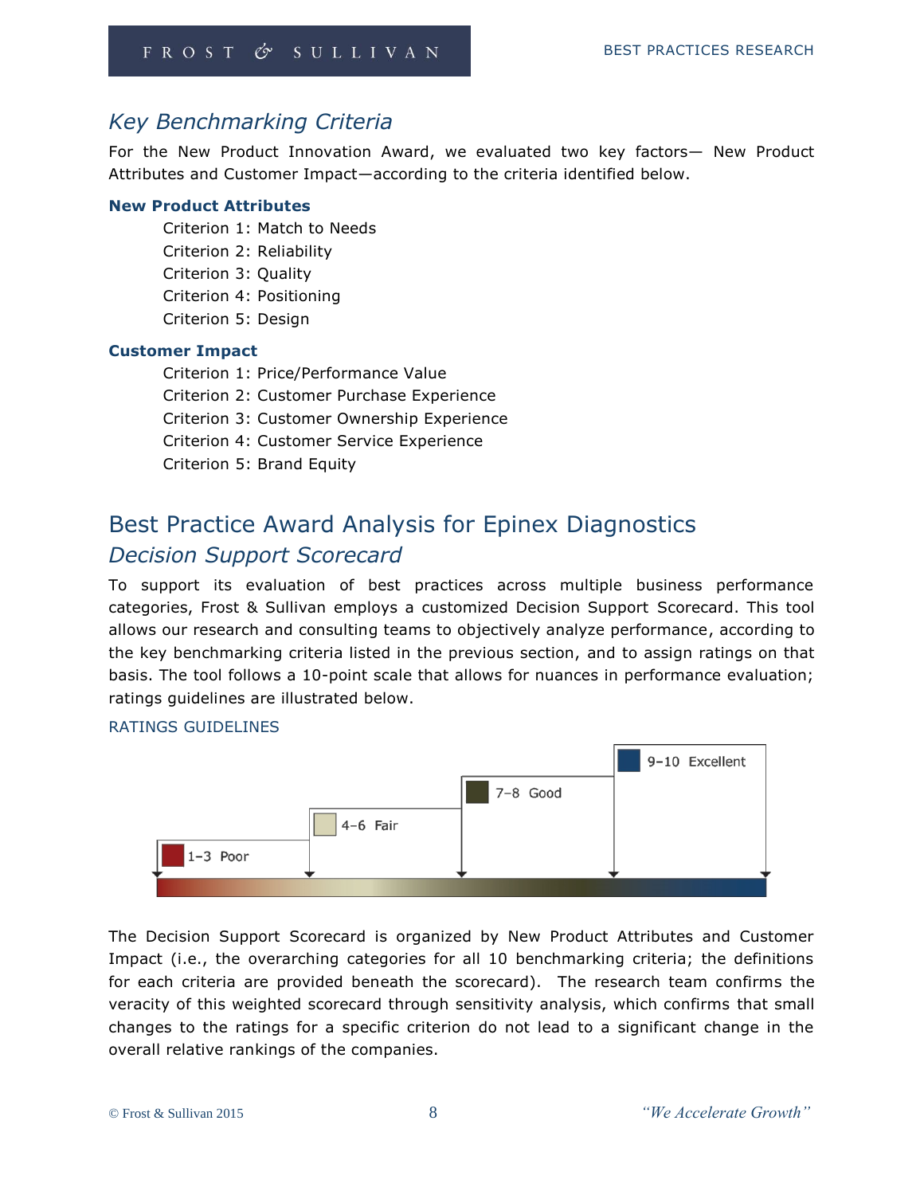## Key Benchmarking Criteria

For the New Product Innovation Award, we evaluated two key factors— New Product Attributes and Customer Impact—according to the criteria identified below.

**New Product Attributes**

- Criterion 1: Match to Needs
- Criterion 2: Reliability
- Criterion 3: Quality
- Criterion 4: Positioning
- Criterion 5: Design

**Customer Impact**

- Criterion 1: Price/Performance Value
- Criterion 2: Customer Purchase Experience
- Criterion 3: Customer Ownership Experience
- Criterion 4: Customer Service Experience
- Criterion 5: Brand Equity

# Best Practice Award Analysis for Epinex Diagnostics

## Decision Support Scorecard

To support its evaluation of best practices across multiple business performance categories, Frost & Sullivan employs a customized Decision Support Scorecard. This tool allows our research and consulting teams to objectively analyze performance, according to the key benchmarking criteria listed in the previous section, and to assign ratings on that basis. The tool follows a 10-point scale that allows for nuances in performance evaluation; ratings guidelines are illustrated below.

RATINGS GUIDELINES

- 1–3 Poor
- 4–6 Fair
- 7–8 Good
- 9–10 Excellent

The Decision Support Scorecard is organized by New Product Attributes and Customer Impact (i.e., the overarching categories for all 10 benchmarking criteria; the definitions for each criteria are provided beneath the scorecard). The research team confirms the veracity of this weighted scorecard through sensitivity analysis, which confirms that small changes to the ratings for a specific criterion do not lead to a significant change in the overall relative rankings of the companies.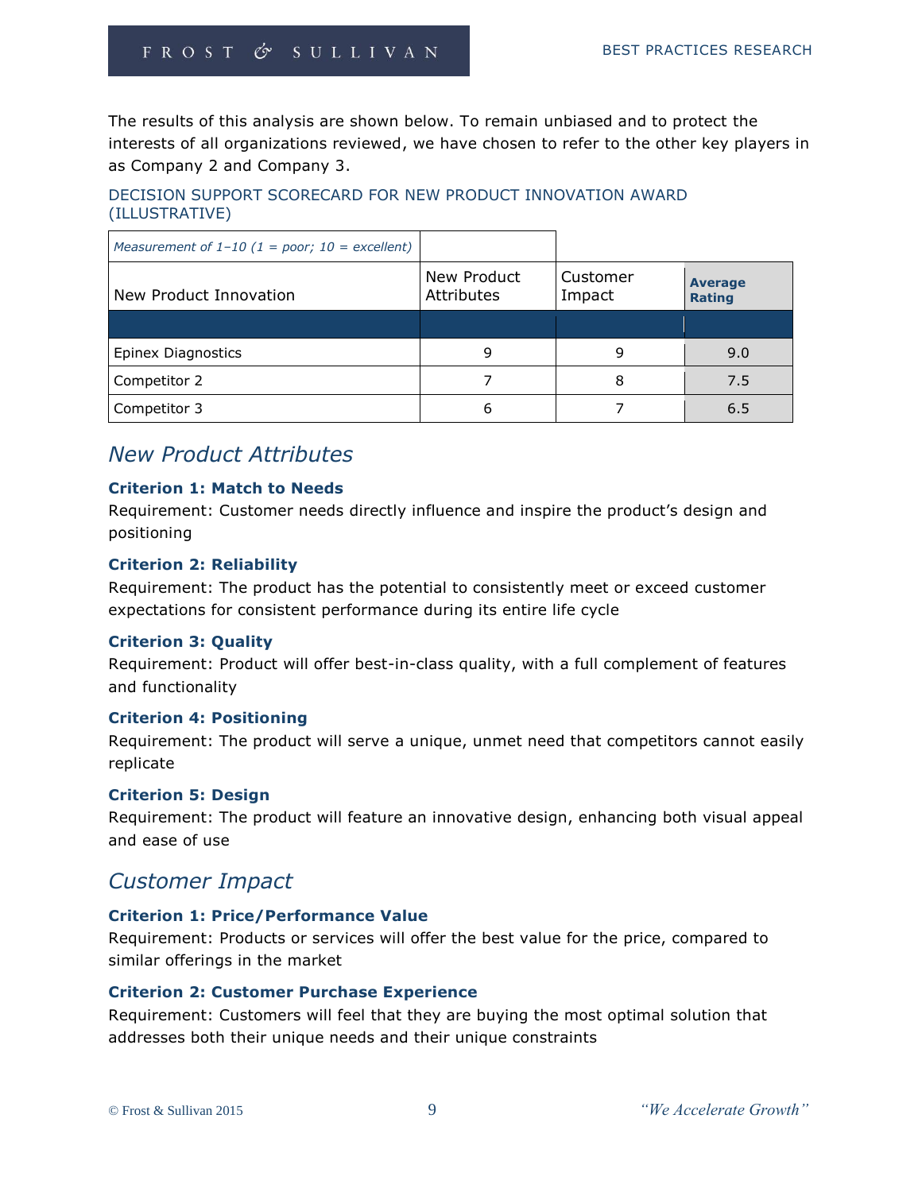The results of this analysis are shown below. To remain unbiased and to protect the interests of all organizations reviewed, we have chosen to refer to the other key players in as Company 2 and Company 3.

DECISION SUPPORT SCORECARD FOR NEW PRODUCT INNOVATION AWARD (ILLUSTRATIVE)

| *Measurement of 1–10 (1 = poor; 10 = excellent)* | | | |
|---|---|---|---|
| New Product Innovation | New Product Attributes | Customer Impact | **Average Rating** |
| | | | |
| Epinex Diagnostics | 9 | 9 | 9.0 |
| Competitor 2 | 7 | 8 | 7.5 |
| Competitor 3 | 6 | 7 | 6.5 |

## *New Product Attributes*

**Criterion 1: Match to Needs**
Requirement: Customer needs directly influence and inspire the product's design and positioning

**Criterion 2: Reliability**
Requirement: The product has the potential to consistently meet or exceed customer expectations for consistent performance during its entire life cycle

**Criterion 3: Quality**
Requirement: Product will offer best-in-class quality, with a full complement of features and functionality

**Criterion 4: Positioning**
Requirement: The product will serve a unique, unmet need that competitors cannot easily replicate

**Criterion 5: Design**
Requirement: The product will feature an innovative design, enhancing both visual appeal and ease of use

## *Customer Impact*

**Criterion 1: Price/Performance Value**
Requirement: Products or services will offer the best value for the price, compared to similar offerings in the market

**Criterion 2: Customer Purchase Experience**
Requirement: Customers will feel that they are buying the most optimal solution that addresses both their unique needs and their unique constraints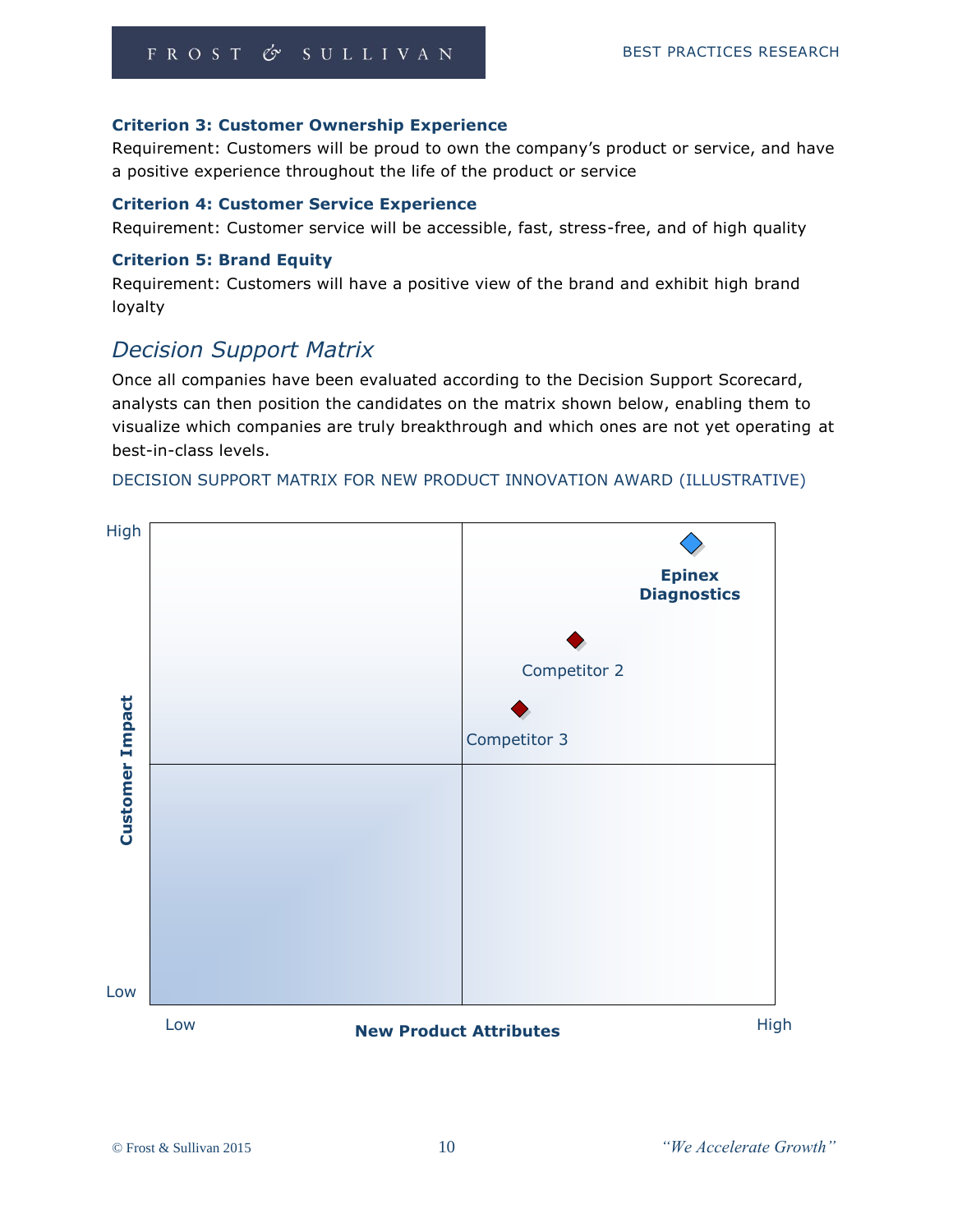**Criterion 3: Customer Ownership Experience**

Requirement: Customers will be proud to own the company's product or service, and have a positive experience throughout the life of the product or service

**Criterion 4: Customer Service Experience**

Requirement: Customer service will be accessible, fast, stress-free, and of high quality

**Criterion 5: Brand Equity**

Requirement: Customers will have a positive view of the brand and exhibit high brand loyalty

## *Decision Support Matrix*

Once all companies have been evaluated according to the Decision Support Scorecard, analysts can then position the candidates on the matrix shown below, enabling them to visualize which companies are truly breakthrough and which ones are not yet operating at best-in-class levels.

DECISION SUPPORT MATRIX FOR NEW PRODUCT INNOVATION AWARD (ILLUSTRATIVE)

Customer Impact (Low – High) vs. New Product Attributes (Low – High)

- **Epinex Diagnostics**
- Competitor 2
- Competitor 3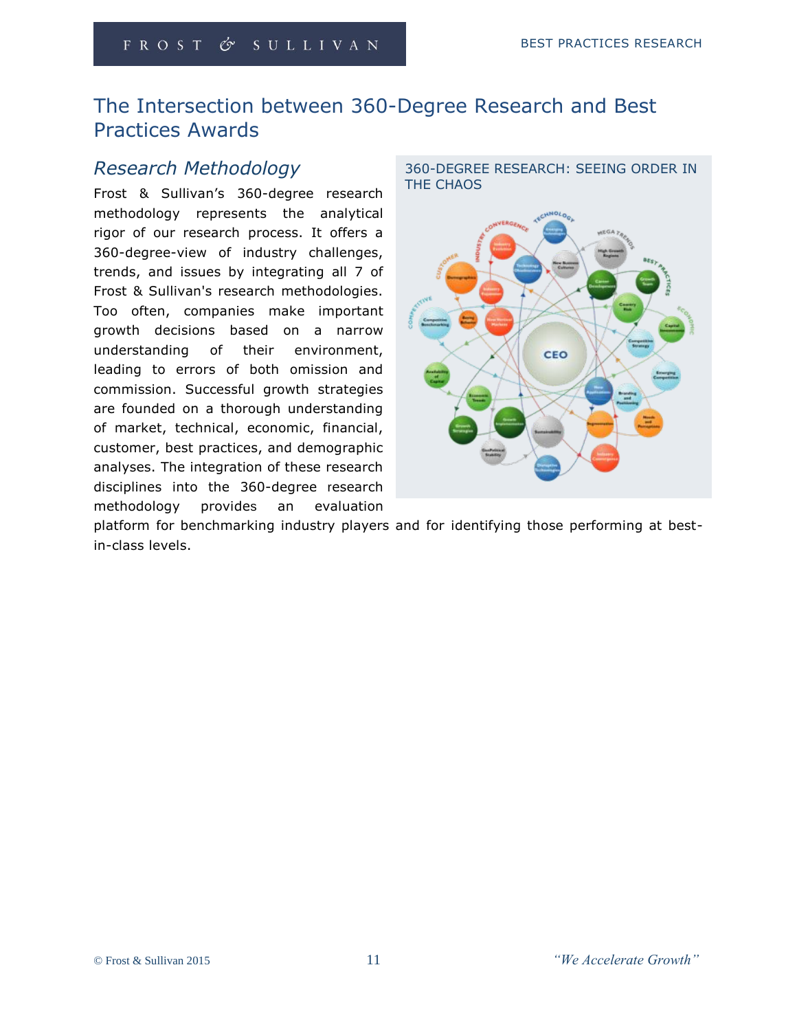# The Intersection between 360-Degree Research and Best Practices Awards

## *Research Methodology*

Frost & Sullivan's 360-degree research methodology represents the analytical rigor of our research process. It offers a 360-degree-view of industry challenges, trends, and issues by integrating all 7 of Frost & Sullivan's research methodologies. Too often, companies make important growth decisions based on a narrow understanding of their environment, leading to errors of both omission and commission. Successful growth strategies are founded on a thorough understanding of market, technical, economic, financial, customer, best practices, and demographic analyses. The integration of these research disciplines into the 360-degree research methodology provides an evaluation platform for benchmarking industry players and for identifying those performing at best-in-class levels.

360-DEGREE RESEARCH: SEEING ORDER IN THE CHAOS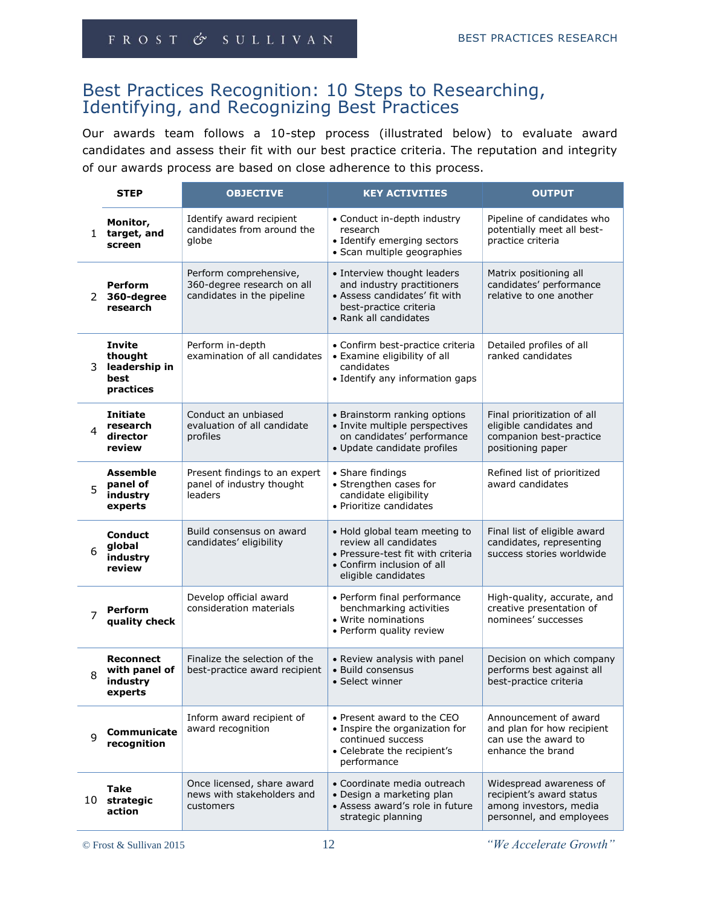# Best Practices Recognition: 10 Steps to Researching, Identifying, and Recognizing Best Practices

Our awards team follows a 10-step process (illustrated below) to evaluate award candidates and assess their fit with our best practice criteria. The reputation and integrity of our awards process are based on close adherence to this process.

| | STEP | OBJECTIVE | KEY ACTIVITIES | OUTPUT |
|---|---|---|---|---|
| 1 | **Monitor, target, and screen** | Identify award recipient candidates from around the globe | • Conduct in-depth industry research<br>• Identify emerging sectors<br>• Scan multiple geographies | Pipeline of candidates who potentially meet all best-practice criteria |
| 2 | **Perform 360-degree research** | Perform comprehensive, 360-degree research on all candidates in the pipeline | • Interview thought leaders and industry practitioners<br>• Assess candidates' fit with best-practice criteria<br>• Rank all candidates | Matrix positioning all candidates' performance relative to one another |
| 3 | **Invite thought leadership in best practices** | Perform in-depth examination of all candidates | • Confirm best-practice criteria<br>• Examine eligibility of all candidates<br>• Identify any information gaps | Detailed profiles of all ranked candidates |
| 4 | **Initiate research director review** | Conduct an unbiased evaluation of all candidate profiles | • Brainstorm ranking options<br>• Invite multiple perspectives on candidates' performance<br>• Update candidate profiles | Final prioritization of all eligible candidates and companion best-practice positioning paper |
| 5 | **Assemble panel of industry experts** | Present findings to an expert panel of industry thought leaders | • Share findings<br>• Strengthen cases for candidate eligibility<br>• Prioritize candidates | Refined list of prioritized award candidates |
| 6 | **Conduct global industry review** | Build consensus on award candidates' eligibility | • Hold global team meeting to review all candidates<br>• Pressure-test fit with criteria<br>• Confirm inclusion of all eligible candidates | Final list of eligible award candidates, representing success stories worldwide |
| 7 | **Perform quality check** | Develop official award consideration materials | • Perform final performance benchmarking activities<br>• Write nominations<br>• Perform quality review | High-quality, accurate, and creative presentation of nominees' successes |
| 8 | **Reconnect with panel of industry experts** | Finalize the selection of the best-practice award recipient | • Review analysis with panel<br>• Build consensus<br>• Select winner | Decision on which company performs best against all best-practice criteria |
| 9 | **Communicate recognition** | Inform award recipient of award recognition | • Present award to the CEO<br>• Inspire the organization for continued success<br>• Celebrate the recipient's performance | Announcement of award and plan for how recipient can use the award to enhance the brand |
| 10 | **Take strategic action** | Once licensed, share award news with stakeholders and customers | • Coordinate media outreach<br>• Design a marketing plan<br>• Assess award's role in future strategic planning | Widespread awareness of recipient's award status among investors, media personnel, and employees |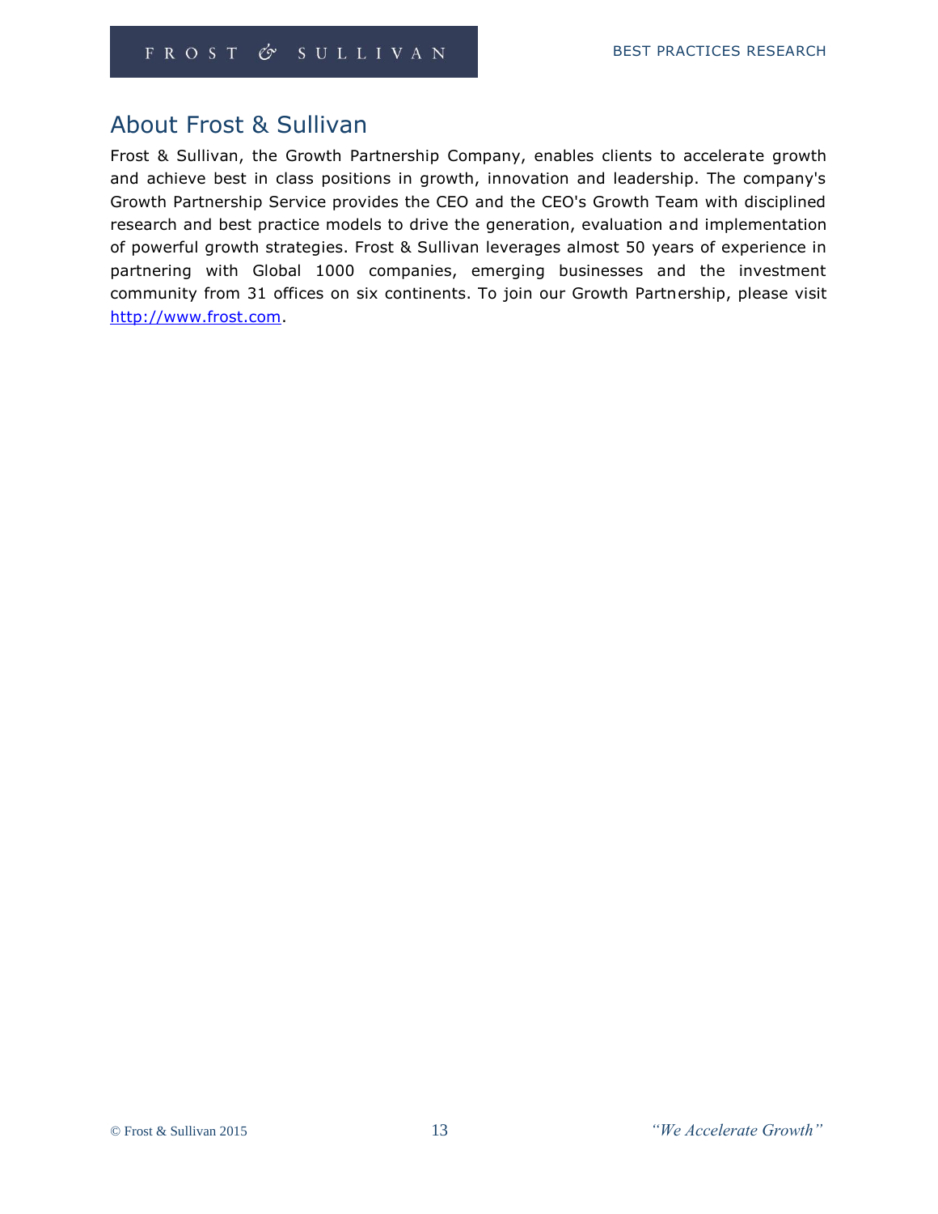## About Frost & Sullivan

Frost & Sullivan, the Growth Partnership Company, enables clients to accelerate growth and achieve best in class positions in growth, innovation and leadership. The company's Growth Partnership Service provides the CEO and the CEO's Growth Team with disciplined research and best practice models to drive the generation, evaluation and implementation of powerful growth strategies. Frost & Sullivan leverages almost 50 years of experience in partnering with Global 1000 companies, emerging businesses and the investment community from 31 offices on six continents. To join our Growth Partnership, please visit [http://www.frost.com](http://www.frost.com).